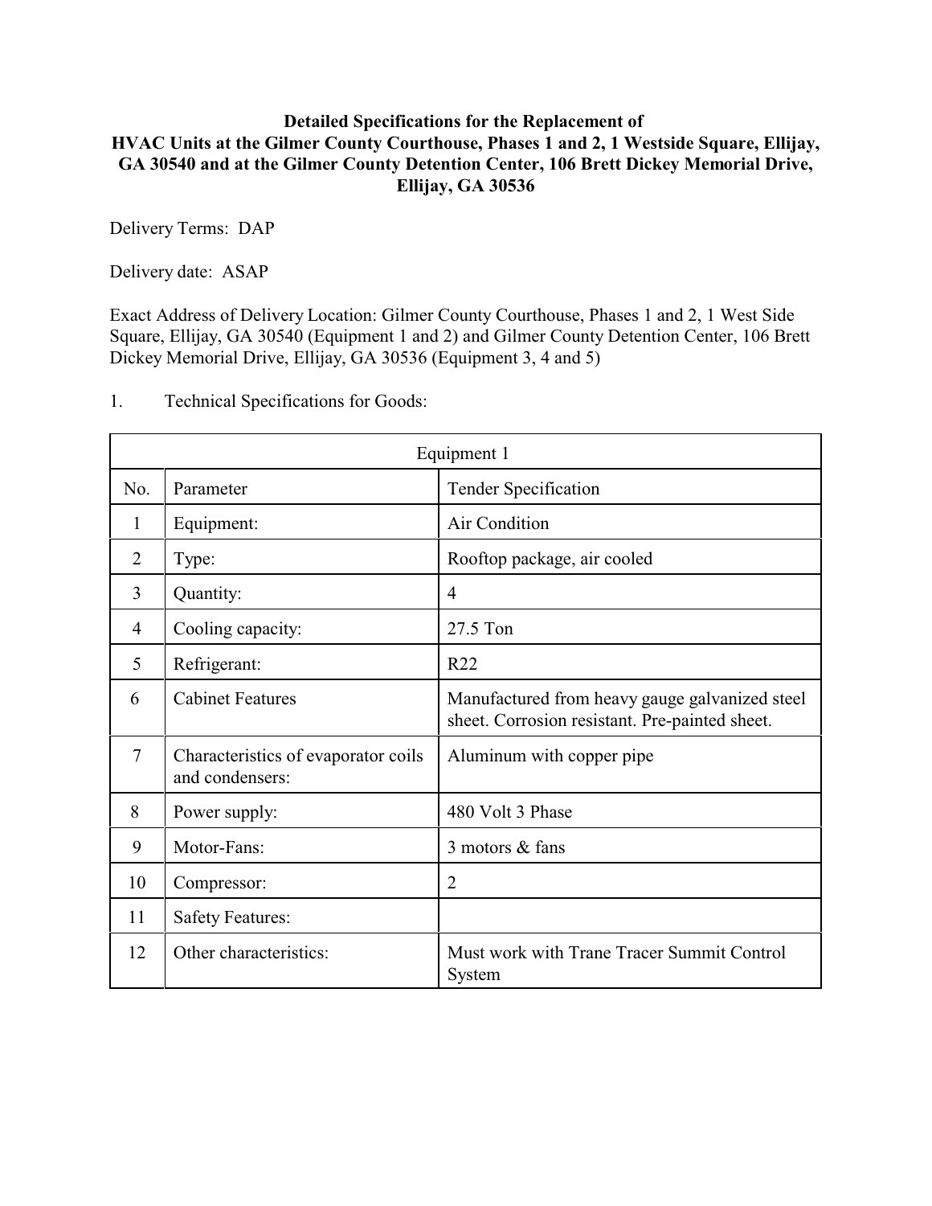**Detailed Specifications for the Replacement of HVAC Units at the Gilmer County Courthouse, Phases 1 and 2, 1 Westside Square, Ellijay, GA 30540 and at the Gilmer County Detention Center, 106 Brett Dickey Memorial Drive, Ellijay, GA 30536**

Delivery Terms: DAP

Delivery date: ASAP

Exact Address of Delivery Location: Gilmer County Courthouse, Phases 1 and 2, 1 West Side Square, Ellijay, GA 30540 (Equipment 1 and 2) and Gilmer County Detention Center, 106 Brett Dickey Memorial Drive, Ellijay, GA 30536 (Equipment 3, 4 and 5)

1. Technical Specifications for Goods:

| Equipment 1 | | |
|---|---|---|
| No. | Parameter | Tender Specification |
| 1 | Equipment: | Air Condition |
| 2 | Type: | Rooftop package, air cooled |
| 3 | Quantity: | 4 |
| 4 | Cooling capacity: | 27.5 Ton |
| 5 | Refrigerant: | R22 |
| 6 | Cabinet Features | Manufactured from heavy gauge galvanized steel sheet. Corrosion resistant. Pre-painted sheet. |
| 7 | Characteristics of evaporator coils and condensers: | Aluminum with copper pipe |
| 8 | Power supply: | 480 Volt 3 Phase |
| 9 | Motor-Fans: | 3 motors & fans |
| 10 | Compressor: | 2 |
| 11 | Safety Features: | |
| 12 | Other characteristics: | Must work with Trane Tracer Summit Control System |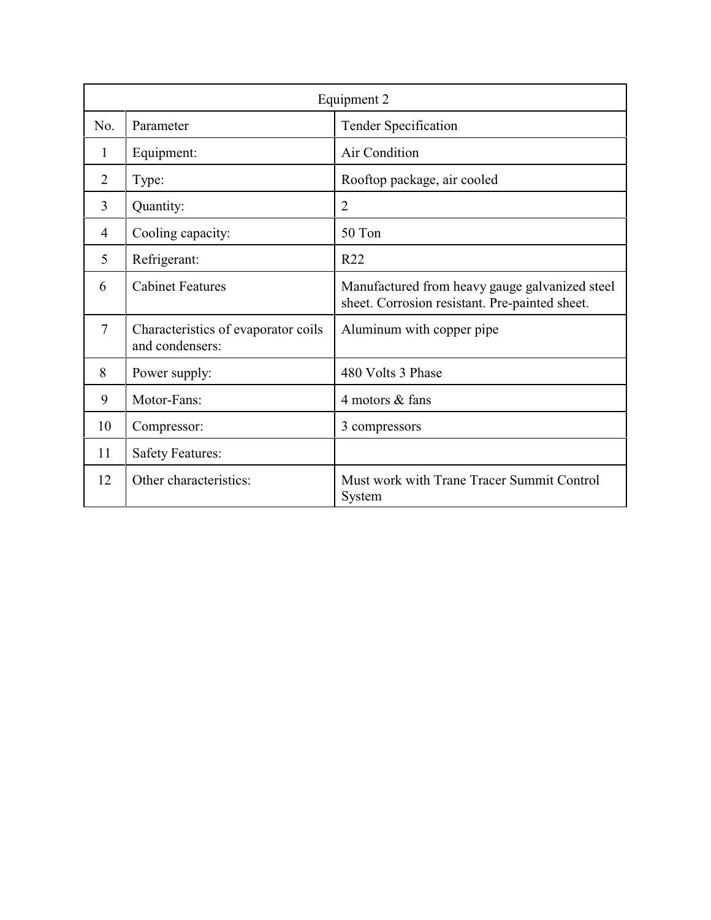| Equipment 2 | | |
|---|---|---|
| No. | Parameter | Tender Specification |
| 1 | Equipment: | Air Condition |
| 2 | Type: | Rooftop package, air cooled |
| 3 | Quantity: | 2 |
| 4 | Cooling capacity: | 50 Ton |
| 5 | Refrigerant: | R22 |
| 6 | Cabinet Features | Manufactured from heavy gauge galvanized steel sheet. Corrosion resistant. Pre-painted sheet. |
| 7 | Characteristics of evaporator coils and condensers: | Aluminum with copper pipe |
| 8 | Power supply: | 480 Volts 3 Phase |
| 9 | Motor-Fans: | 4 motors & fans |
| 10 | Compressor: | 3 compressors |
| 11 | Safety Features: | |
| 12 | Other characteristics: | Must work with Trane Tracer Summit Control System |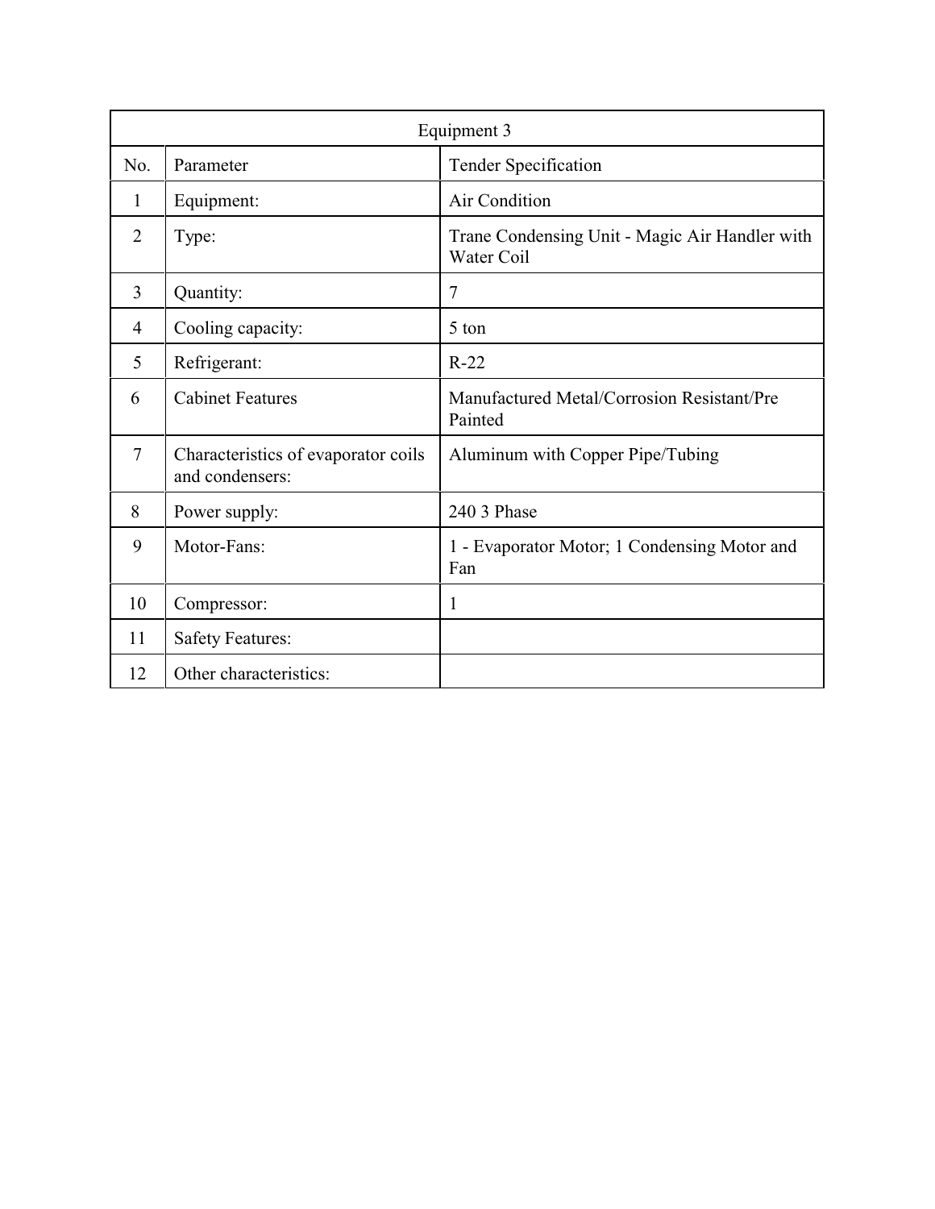| Equipment 3 | | |
|---|---|---|
| No. | Parameter | Tender Specification |
| 1 | Equipment: | Air Condition |
| 2 | Type: | Trane Condensing Unit - Magic Air Handler with Water Coil |
| 3 | Quantity: | 7 |
| 4 | Cooling capacity: | 5 ton |
| 5 | Refrigerant: | R-22 |
| 6 | Cabinet Features | Manufactured Metal/Corrosion Resistant/Pre Painted |
| 7 | Characteristics of evaporator coils and condensers: | Aluminum with Copper Pipe/Tubing |
| 8 | Power supply: | 240 3 Phase |
| 9 | Motor-Fans: | 1 - Evaporator Motor; 1 Condensing Motor and Fan |
| 10 | Compressor: | 1 |
| 11 | Safety Features: | |
| 12 | Other characteristics: | |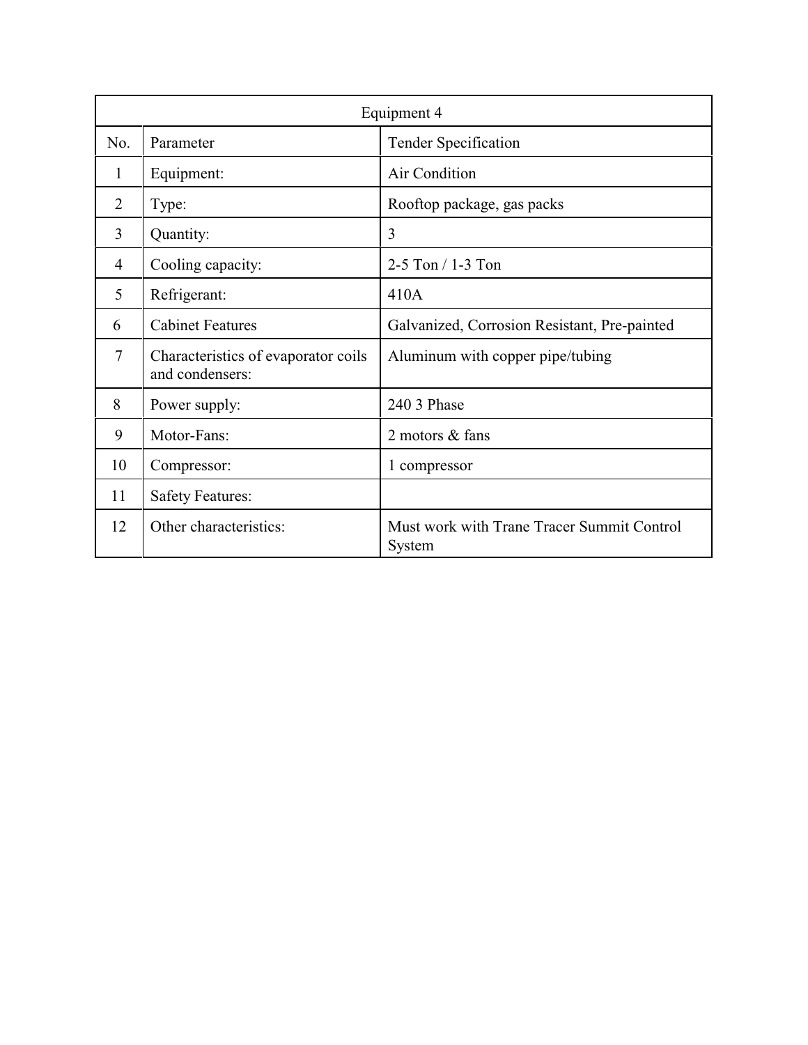| Equipment 4 | | |
|---|---|---|
| No. | Parameter | Tender Specification |
| 1 | Equipment: | Air Condition |
| 2 | Type: | Rooftop package, gas packs |
| 3 | Quantity: | 3 |
| 4 | Cooling capacity: | 2-5 Ton / 1-3 Ton |
| 5 | Refrigerant: | 410A |
| 6 | Cabinet Features | Galvanized, Corrosion Resistant, Pre-painted |
| 7 | Characteristics of evaporator coils and condensers: | Aluminum with copper pipe/tubing |
| 8 | Power supply: | 240 3 Phase |
| 9 | Motor-Fans: | 2 motors & fans |
| 10 | Compressor: | 1 compressor |
| 11 | Safety Features: | |
| 12 | Other characteristics: | Must work with Trane Tracer Summit Control System |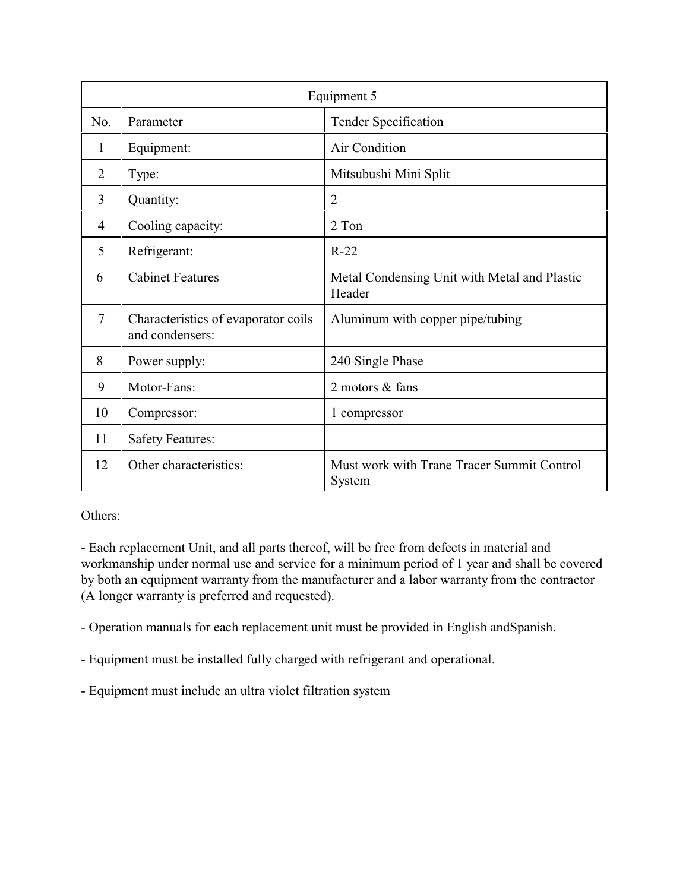| Equipment 5 | | |
|---|---|---|
| No. | Parameter | Tender Specification |
| 1 | Equipment: | Air Condition |
| 2 | Type: | Mitsubushi Mini Split |
| 3 | Quantity: | 2 |
| 4 | Cooling capacity: | 2 Ton |
| 5 | Refrigerant: | R-22 |
| 6 | Cabinet Features | Metal Condensing Unit with Metal and Plastic Header |
| 7 | Characteristics of evaporator coils and condensers: | Aluminum with copper pipe/tubing |
| 8 | Power supply: | 240 Single Phase |
| 9 | Motor-Fans: | 2 motors & fans |
| 10 | Compressor: | 1 compressor |
| 11 | Safety Features: | |
| 12 | Other characteristics: | Must work with Trane Tracer Summit Control System |

Others:

- Each replacement Unit, and all parts thereof, will be free from defects in material and workmanship under normal use and service for a minimum period of 1 year and shall be covered by both an equipment warranty from the manufacturer and a labor warranty from the contractor (A longer warranty is preferred and requested).

- Operation manuals for each replacement unit must be provided in English andSpanish.

- Equipment must be installed fully charged with refrigerant and operational.

- Equipment must include an ultra violet filtration system